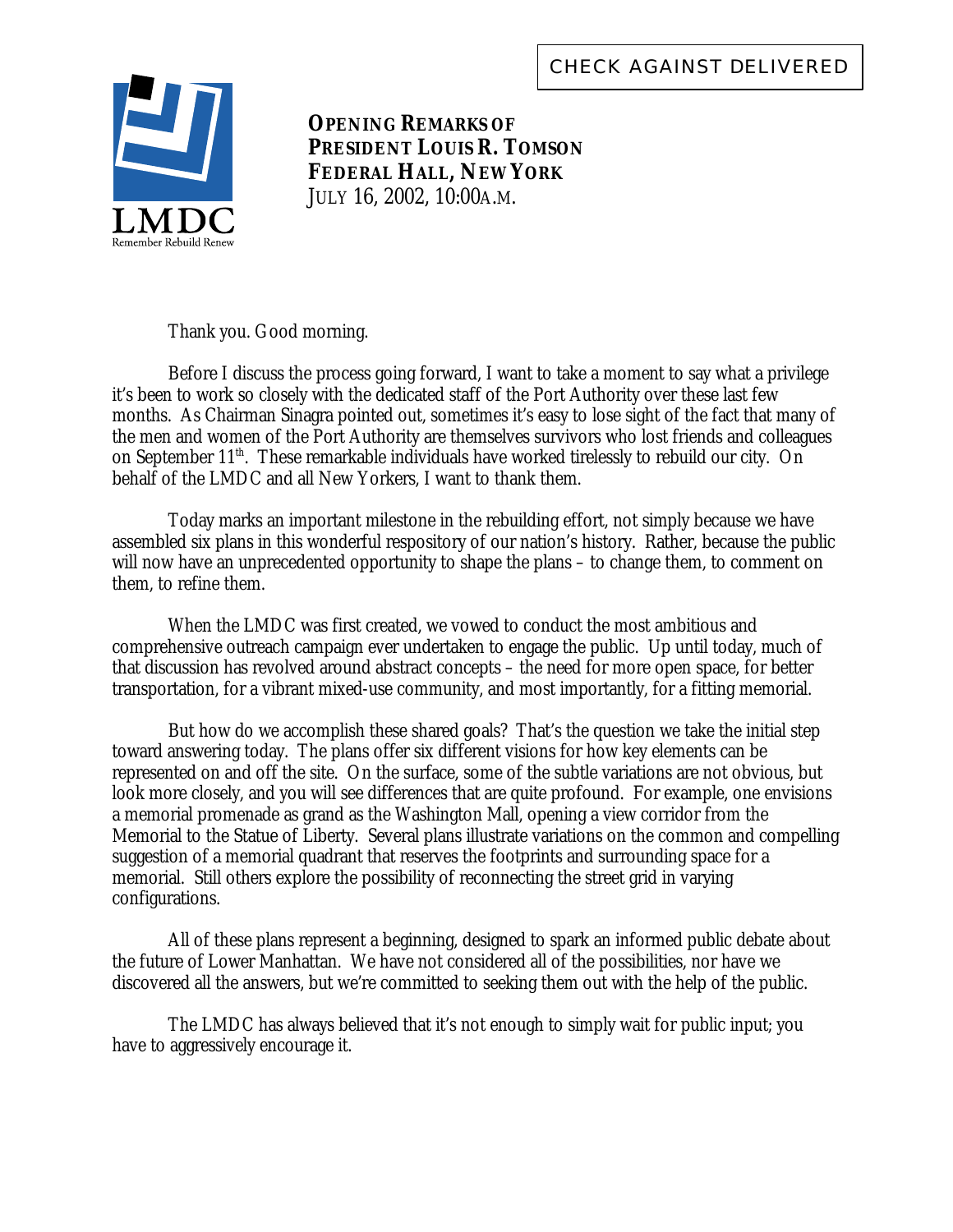CHECK AGAINST DELIVERED

LMDC
Remember Rebuild Renew

**OPENING REMARKS OF**
**PRESIDENT LOUIS R. TOMSON**
**FEDERAL HALL, NEW YORK**
JULY 16, 2002, 10:00A.M.

Thank you. Good morning.

Before I discuss the process going forward, I want to take a moment to say what a privilege it's been to work so closely with the dedicated staff of the Port Authority over these last few months. As Chairman Sinagra pointed out, sometimes it's easy to lose sight of the fact that many of the men and women of the Port Authority are themselves survivors who lost friends and colleagues on September 11th. These remarkable individuals have worked tirelessly to rebuild our city. On behalf of the LMDC and all New Yorkers, I want to thank them.

Today marks an important milestone in the rebuilding effort, not simply because we have assembled six plans in this wonderful respository of our nation's history. Rather, because the public will now have an unprecedented opportunity to shape the plans – to change them, to comment on them, to refine them.

When the LMDC was first created, we vowed to conduct the most ambitious and comprehensive outreach campaign ever undertaken to engage the public. Up until today, much of that discussion has revolved around abstract concepts – the need for more open space, for better transportation, for a vibrant mixed-use community, and most importantly, for a fitting memorial.

But how do we accomplish these shared goals? That's the question we take the initial step toward answering today. The plans offer six different visions for how key elements can be represented on and off the site. On the surface, some of the subtle variations are not obvious, but look more closely, and you will see differences that are quite profound. For example, one envisions a memorial promenade as grand as the Washington Mall, opening a view corridor from the Memorial to the Statue of Liberty. Several plans illustrate variations on the common and compelling suggestion of a memorial quadrant that reserves the footprints and surrounding space for a memorial. Still others explore the possibility of reconnecting the street grid in varying configurations.

All of these plans represent a beginning, designed to spark an informed public debate about the future of Lower Manhattan. We have not considered all of the possibilities, nor have we discovered all the answers, but we're committed to seeking them out with the help of the public.

The LMDC has always believed that it's not enough to simply wait for public input; you have to aggressively encourage it.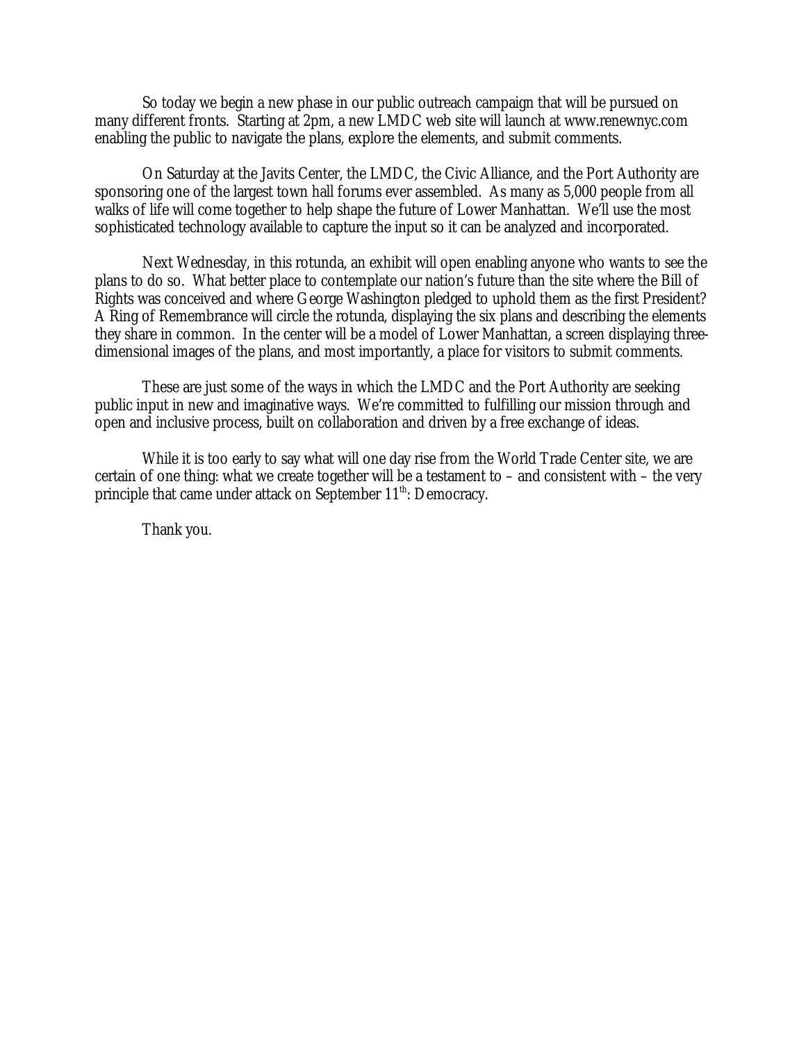So today we begin a new phase in our public outreach campaign that will be pursued on many different fronts. Starting at 2pm, a new LMDC web site will launch at www.renewnyc.com enabling the public to navigate the plans, explore the elements, and submit comments.

On Saturday at the Javits Center, the LMDC, the Civic Alliance, and the Port Authority are sponsoring one of the largest town hall forums ever assembled. As many as 5,000 people from all walks of life will come together to help shape the future of Lower Manhattan. We'll use the most sophisticated technology available to capture the input so it can be analyzed and incorporated.

Next Wednesday, in this rotunda, an exhibit will open enabling anyone who wants to see the plans to do so. What better place to contemplate our nation's future than the site where the Bill of Rights was conceived and where George Washington pledged to uphold them as the first President? A Ring of Remembrance will circle the rotunda, displaying the six plans and describing the elements they share in common. In the center will be a model of Lower Manhattan, a screen displaying three-dimensional images of the plans, and most importantly, a place for visitors to submit comments.

These are just some of the ways in which the LMDC and the Port Authority are seeking public input in new and imaginative ways. We're committed to fulfilling our mission through and open and inclusive process, built on collaboration and driven by a free exchange of ideas.

While it is too early to say what will one day rise from the World Trade Center site, we are certain of one thing: what we create together will be a testament to – and consistent with – the very principle that came under attack on September 11th: Democracy.

Thank you.